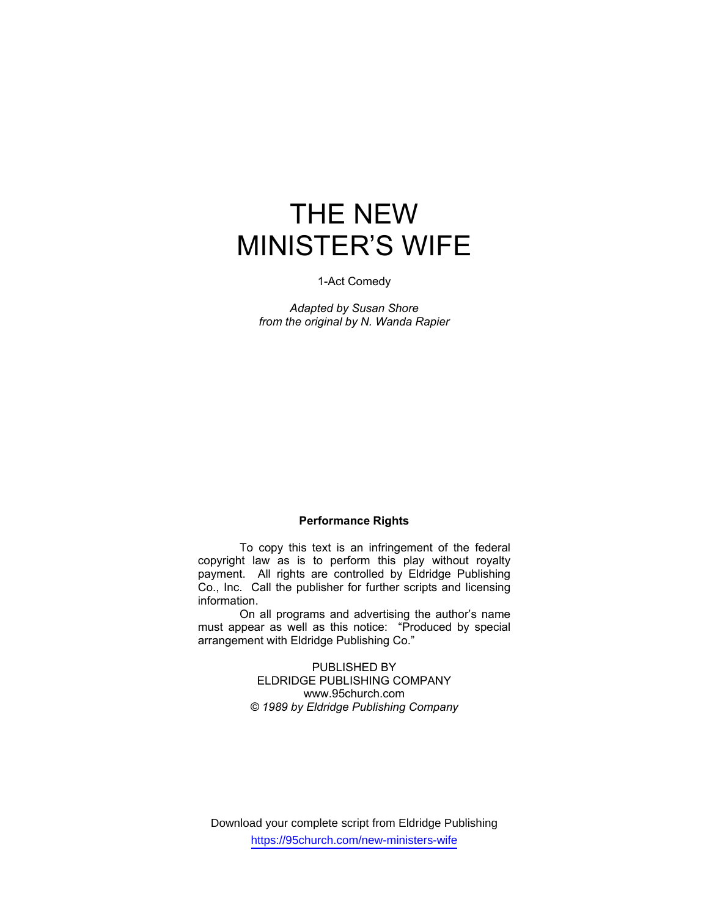# THE NEW MINISTER'S WIFE

1-Act Comedy

*Adapted by Susan Shore*
*from the original by N. Wanda Rapier*

**Performance Rights**

To copy this text is an infringement of the federal copyright law as is to perform this play without royalty payment. All rights are controlled by Eldridge Publishing Co., Inc. Call the publisher for further scripts and licensing information.

On all programs and advertising the author's name must appear as well as this notice: "Produced by special arrangement with Eldridge Publishing Co."

PUBLISHED BY
ELDRIDGE PUBLISHING COMPANY
www.95church.com
*© 1989 by Eldridge Publishing Company*

Download your complete script from Eldridge Publishing
https://95church.com/new-ministers-wife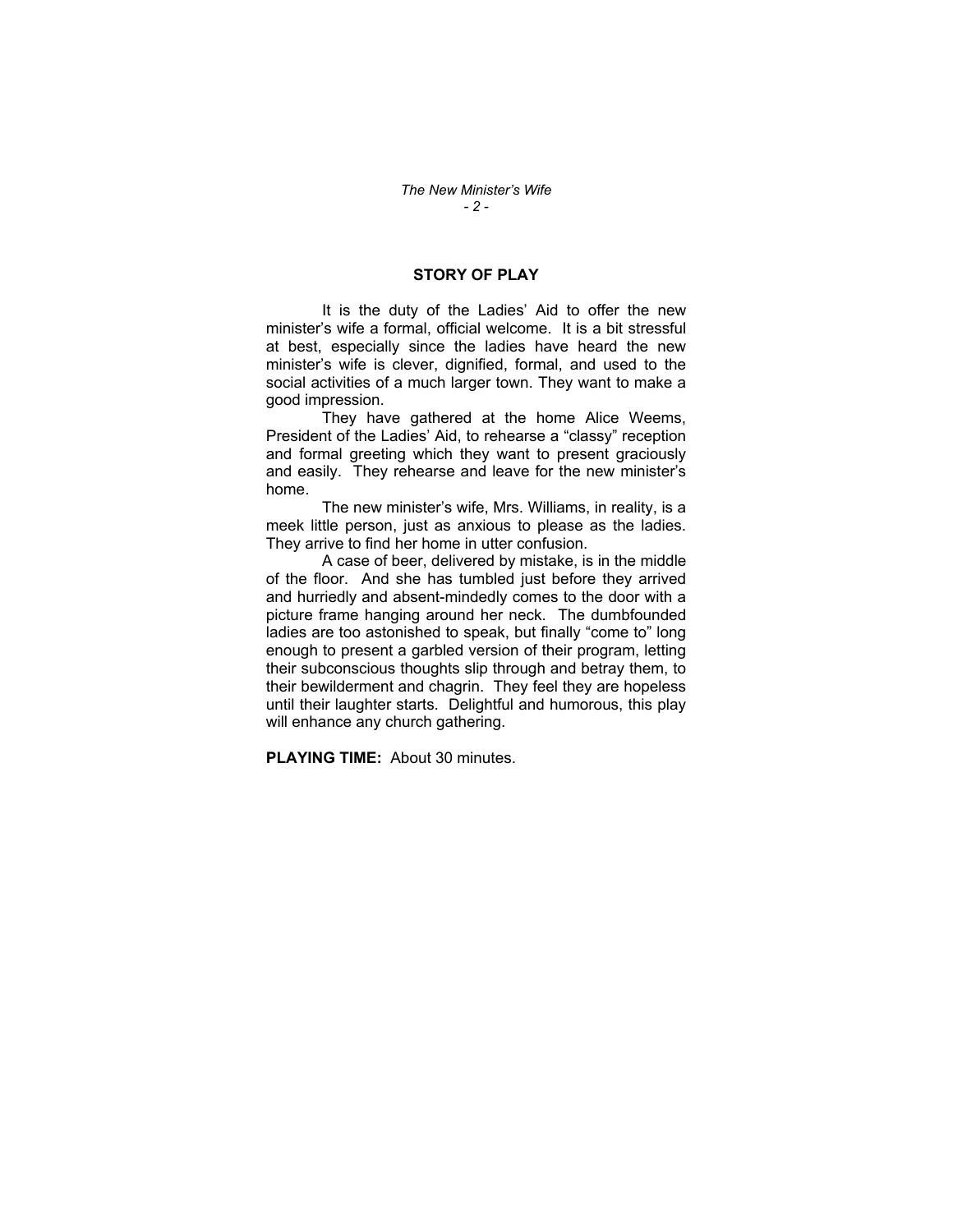## STORY OF PLAY

It is the duty of the Ladies' Aid to offer the new minister's wife a formal, official welcome. It is a bit stressful at best, especially since the ladies have heard the new minister's wife is clever, dignified, formal, and used to the social activities of a much larger town. They want to make a good impression.

They have gathered at the home Alice Weems, President of the Ladies' Aid, to rehearse a "classy" reception and formal greeting which they want to present graciously and easily. They rehearse and leave for the new minister's home.

The new minister's wife, Mrs. Williams, in reality, is a meek little person, just as anxious to please as the ladies. They arrive to find her home in utter confusion.

A case of beer, delivered by mistake, is in the middle of the floor. And she has tumbled just before they arrived and hurriedly and absent-mindedly comes to the door with a picture frame hanging around her neck. The dumbfounded ladies are too astonished to speak, but finally "come to" long enough to present a garbled version of their program, letting their subconscious thoughts slip through and betray them, to their bewilderment and chagrin. They feel they are hopeless until their laughter starts. Delightful and humorous, this play will enhance any church gathering.

**PLAYING TIME:** About 30 minutes.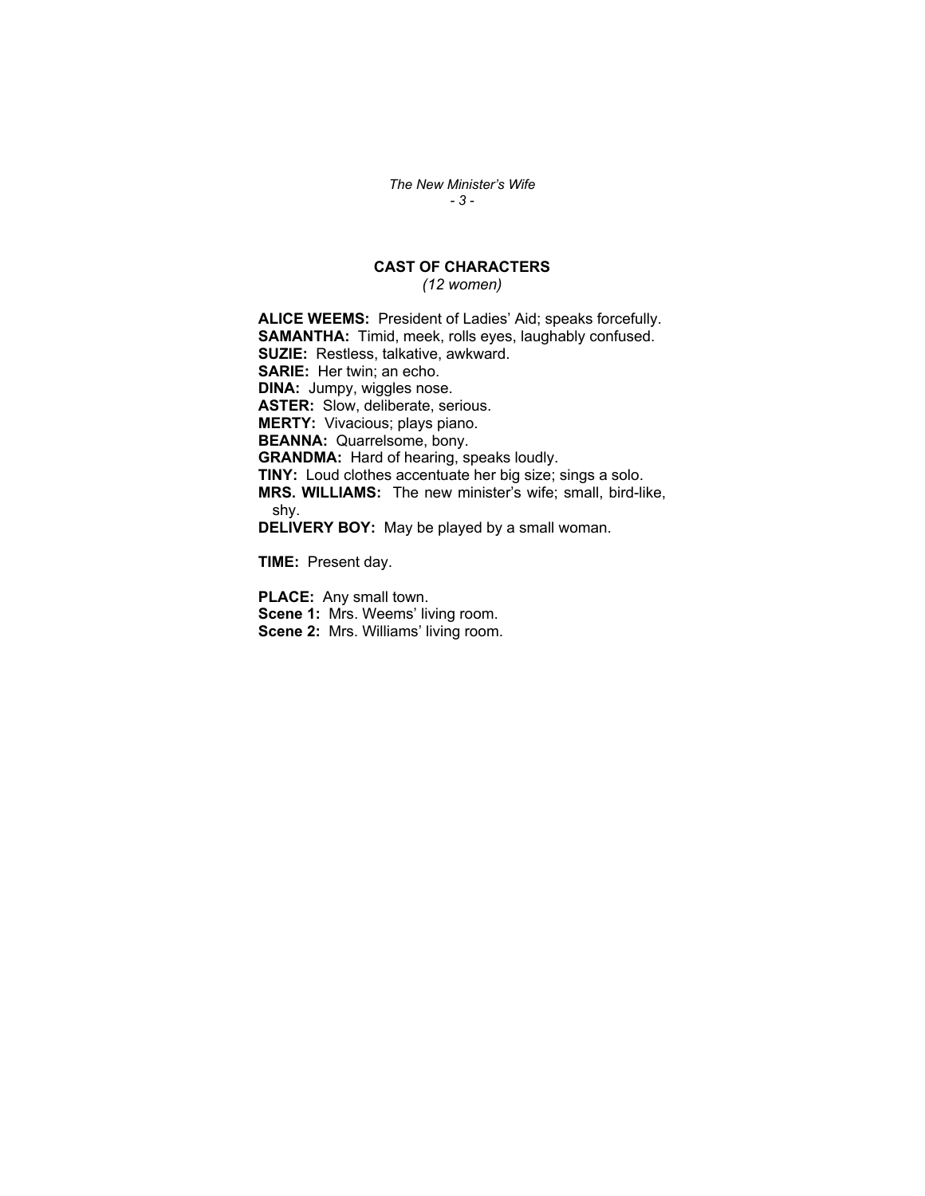## CAST OF CHARACTERS

*(12 women)*

**ALICE WEEMS:** President of Ladies' Aid; speaks forcefully.
**SAMANTHA:** Timid, meek, rolls eyes, laughably confused.
**SUZIE:** Restless, talkative, awkward.
**SARIE:** Her twin; an echo.
**DINA:** Jumpy, wiggles nose.
**ASTER:** Slow, deliberate, serious.
**MERTY:** Vivacious; plays piano.
**BEANNA:** Quarrelsome, bony.
**GRANDMA:** Hard of hearing, speaks loudly.
**TINY:** Loud clothes accentuate her big size; sings a solo.
**MRS. WILLIAMS:** The new minister's wife; small, bird-like, shy.
**DELIVERY BOY:** May be played by a small woman.

**TIME:** Present day.

**PLACE:** Any small town.
**Scene 1:** Mrs. Weems' living room.
**Scene 2:** Mrs. Williams' living room.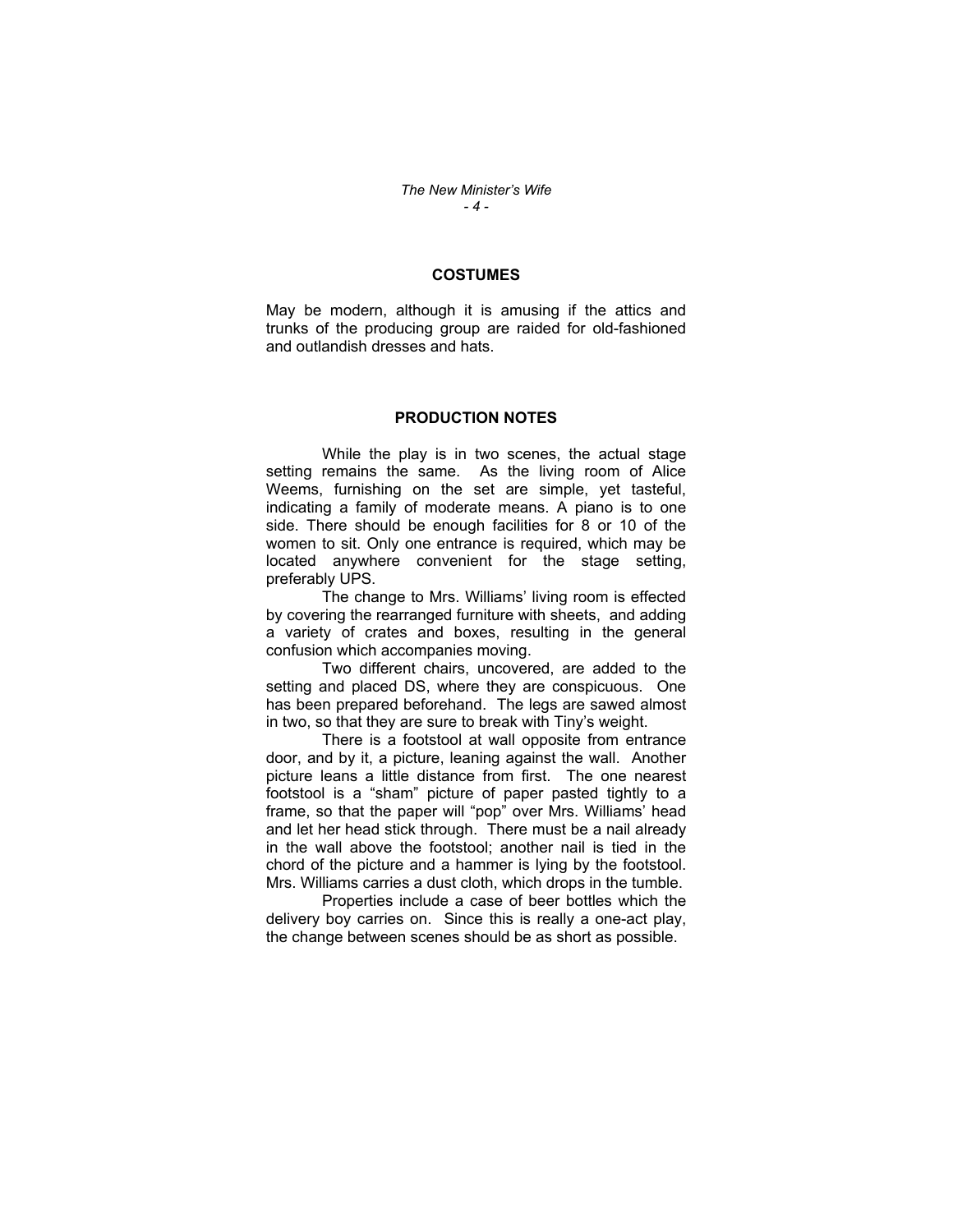## COSTUMES

May be modern, although it is amusing if the attics and trunks of the producing group are raided for old-fashioned and outlandish dresses and hats.

## PRODUCTION NOTES

While the play is in two scenes, the actual stage setting remains the same. As the living room of Alice Weems, furnishing on the set are simple, yet tasteful, indicating a family of moderate means. A piano is to one side. There should be enough facilities for 8 or 10 of the women to sit. Only one entrance is required, which may be located anywhere convenient for the stage setting, preferably UPS.

The change to Mrs. Williams' living room is effected by covering the rearranged furniture with sheets, and adding a variety of crates and boxes, resulting in the general confusion which accompanies moving.

Two different chairs, uncovered, are added to the setting and placed DS, where they are conspicuous. One has been prepared beforehand. The legs are sawed almost in two, so that they are sure to break with Tiny's weight.

There is a footstool at wall opposite from entrance door, and by it, a picture, leaning against the wall. Another picture leans a little distance from first. The one nearest footstool is a "sham" picture of paper pasted tightly to a frame, so that the paper will "pop" over Mrs. Williams' head and let her head stick through. There must be a nail already in the wall above the footstool; another nail is tied in the chord of the picture and a hammer is lying by the footstool. Mrs. Williams carries a dust cloth, which drops in the tumble.

Properties include a case of beer bottles which the delivery boy carries on. Since this is really a one-act play, the change between scenes should be as short as possible.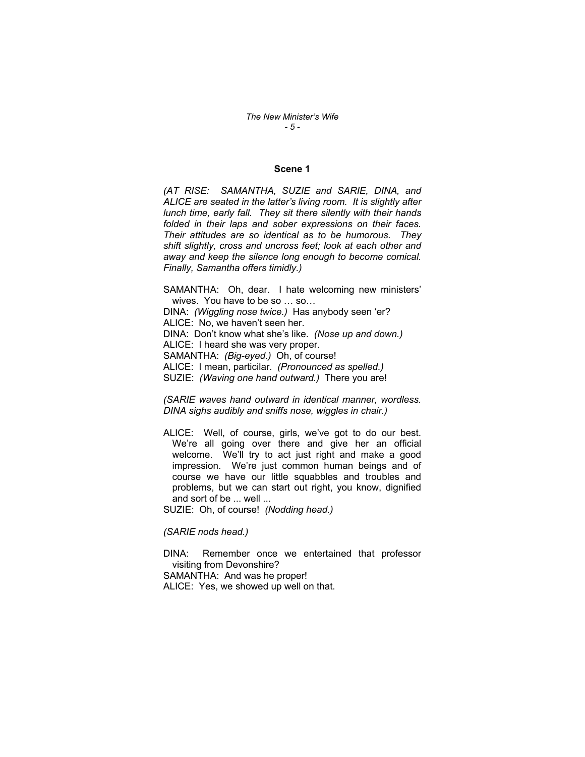## Scene 1

*(AT RISE: SAMANTHA, SUZIE and SARIE, DINA, and ALICE are seated in the latter's living room. It is slightly after lunch time, early fall. They sit there silently with their hands folded in their laps and sober expressions on their faces. Their attitudes are so identical as to be humorous. They shift slightly, cross and uncross feet; look at each other and away and keep the silence long enough to become comical. Finally, Samantha offers timidly.)*

SAMANTHA: Oh, dear. I hate welcoming new ministers' wives. You have to be so … so…

DINA: *(Wiggling nose twice.)* Has anybody seen 'er?

ALICE: No, we haven't seen her.

DINA: Don't know what she's like. *(Nose up and down.)*

ALICE: I heard she was very proper.

SAMANTHA: *(Big-eyed.)* Oh, of course!

ALICE: I mean, particilar. *(Pronounced as spelled.)*

SUZIE: *(Waving one hand outward.)* There you are!

*(SARIE waves hand outward in identical manner, wordless. DINA sighs audibly and sniffs nose, wiggles in chair.)*

ALICE: Well, of course, girls, we've got to do our best. We're all going over there and give her an official welcome. We'll try to act just right and make a good impression. We're just common human beings and of course we have our little squabbles and troubles and problems, but we can start out right, you know, dignified and sort of be ... well ...

SUZIE: Oh, of course! *(Nodding head.)*

*(SARIE nods head.)*

DINA: Remember once we entertained that professor visiting from Devonshire?

SAMANTHA: And was he proper!

ALICE: Yes, we showed up well on that.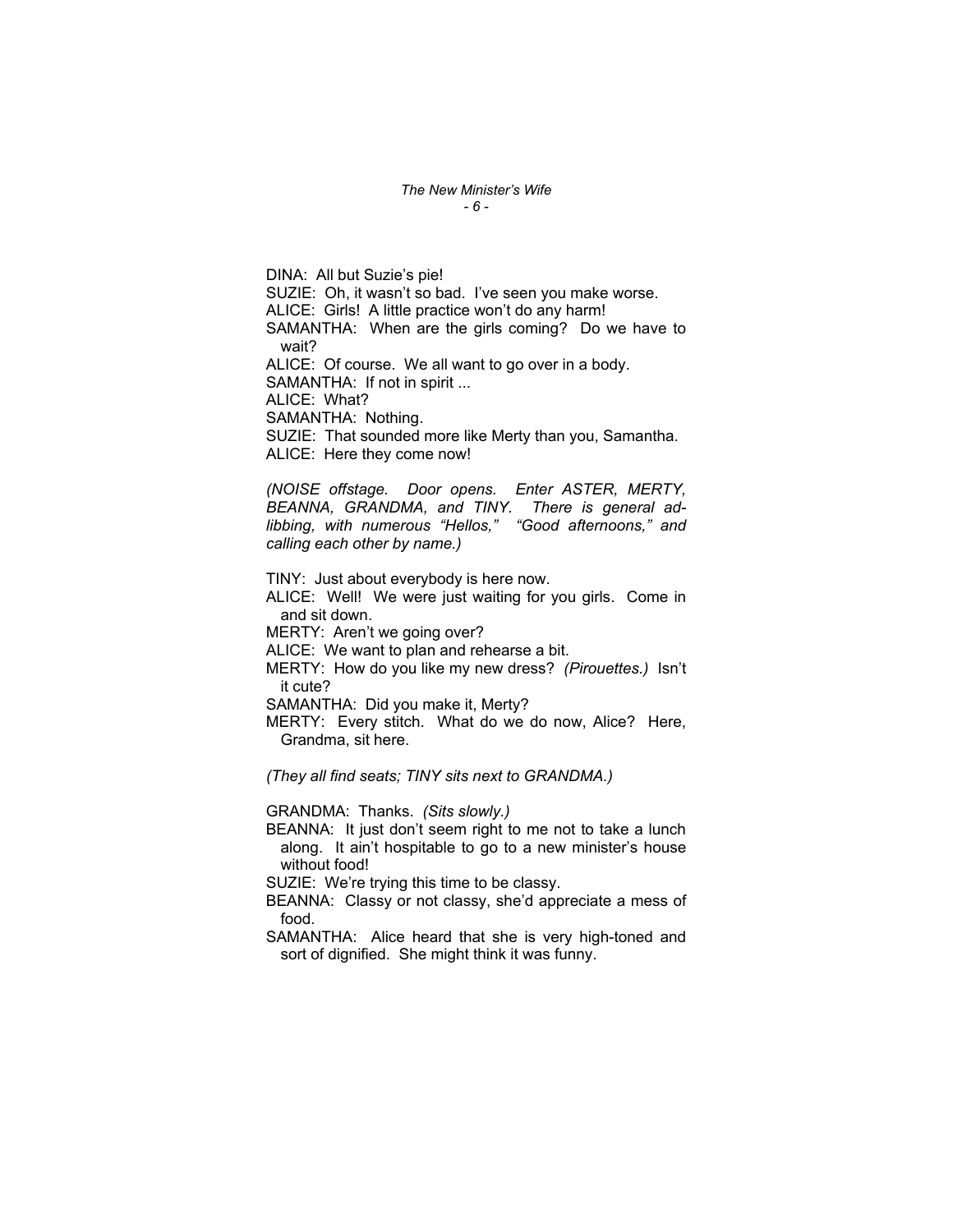DINA: All but Suzie's pie!

SUZIE: Oh, it wasn't so bad. I've seen you make worse.

ALICE: Girls! A little practice won't do any harm!

SAMANTHA: When are the girls coming? Do we have to wait?

ALICE: Of course. We all want to go over in a body.

SAMANTHA: If not in spirit ...

ALICE: What?

SAMANTHA: Nothing.

SUZIE: That sounded more like Merty than you, Samantha.

ALICE: Here they come now!

*(NOISE offstage. Door opens. Enter ASTER, MERTY, BEANNA, GRANDMA, and TINY. There is general ad-libbing, with numerous "Hellos," "Good afternoons," and calling each other by name.)*

TINY: Just about everybody is here now.

ALICE: Well! We were just waiting for you girls. Come in and sit down.

MERTY: Aren't we going over?

ALICE: We want to plan and rehearse a bit.

MERTY: How do you like my new dress? *(Pirouettes.)* Isn't it cute?

SAMANTHA: Did you make it, Merty?

MERTY: Every stitch. What do we do now, Alice? Here, Grandma, sit here.

*(They all find seats; TINY sits next to GRANDMA.)*

GRANDMA: Thanks. *(Sits slowly.)*

BEANNA: It just don't seem right to me not to take a lunch along. It ain't hospitable to go to a new minister's house without food!

SUZIE: We're trying this time to be classy.

BEANNA: Classy or not classy, she'd appreciate a mess of food.

SAMANTHA: Alice heard that she is very high-toned and sort of dignified. She might think it was funny.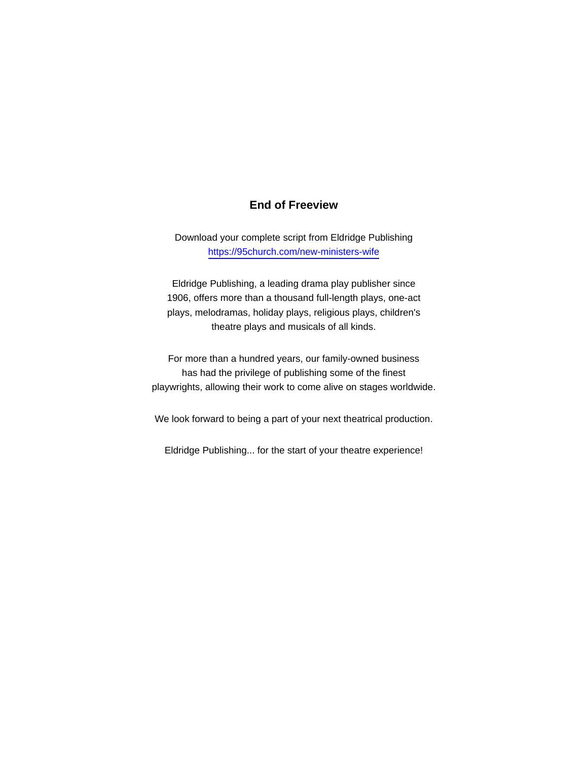## End of Freeview

Download your complete script from Eldridge Publishing
[https://95church.com/new-ministers-wife](https://95church.com/new-ministers-wife)

Eldridge Publishing, a leading drama play publisher since 1906, offers more than a thousand full-length plays, one-act plays, melodramas, holiday plays, religious plays, children's theatre plays and musicals of all kinds.

For more than a hundred years, our family-owned business has had the privilege of publishing some of the finest playwrights, allowing their work to come alive on stages worldwide.

We look forward to being a part of your next theatrical production.

Eldridge Publishing... for the start of your theatre experience!